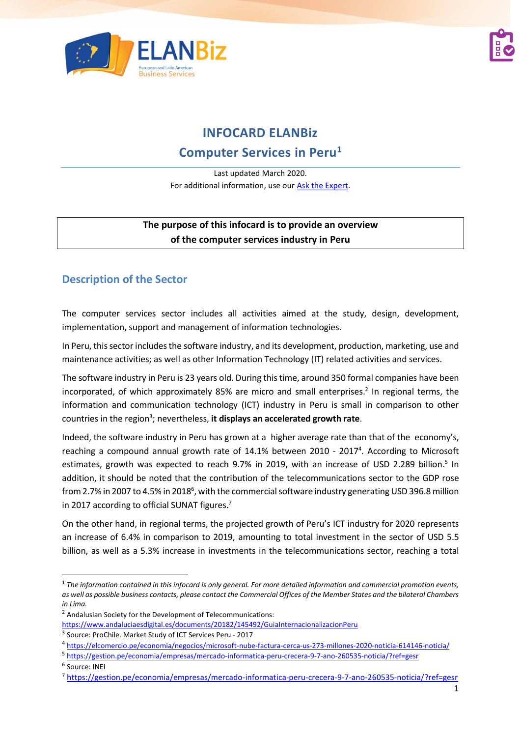# INFOCARD ELANBiz

# Computer Services in Peru[1]

Last updated March 2020.
For additional information, use our Ask the Expert.

**The purpose of this infocard is to provide an overview of the computer services industry in Peru**

## Description of the Sector

The computer services sector includes all activities aimed at the study, design, development, implementation, support and management of information technologies.

In Peru, this sector includes the software industry, and its development, production, marketing, use and maintenance activities; as well as other Information Technology (IT) related activities and services.

The software industry in Peru is 23 years old. During this time, around 350 formal companies have been incorporated, of which approximately 85% are micro and small enterprises.[2] In regional terms, the information and communication technology (ICT) industry in Peru is small in comparison to other countries in the region[3]; nevertheless, **it displays an accelerated growth rate**.

Indeed, the software industry in Peru has grown at a higher average rate than that of the economy's, reaching a compound annual growth rate of 14.1% between 2010 - 2017[4]. According to Microsoft estimates, growth was expected to reach 9.7% in 2019, with an increase of USD 2.289 billion.[5] In addition, it should be noted that the contribution of the telecommunications sector to the GDP rose from 2.7% in 2007 to 4.5% in 2018[6], with the commercial software industry generating USD 396.8 million in 2017 according to official SUNAT figures.[7]

On the other hand, in regional terms, the projected growth of Peru's ICT industry for 2020 represents an increase of 6.4% in comparison to 2019, amounting to total investment in the sector of USD 5.5 billion, as well as a 5.3% increase in investments in the telecommunications sector, reaching a total

---

[1] *The information contained in this infocard is only general. For more detailed information and commercial promotion events, as well as possible business contacts, please contact the Commercial Offices of the Member States and the bilateral Chambers in Lima.*

[2] Andalusian Society for the Development of Telecommunications: https://www.andaluciaesdigital.es/documents/20182/145492/GuiaInternacionalizacionPeru

[3] Source: ProChile. Market Study of ICT Services Peru - 2017

[4] https://elcomercio.pe/economia/negocios/microsoft-nube-factura-cerca-us-273-millones-2020-noticia-614146-noticia/

[5] https://gestion.pe/economia/empresas/mercado-informatica-peru-crecera-9-7-ano-260535-noticia/?ref=gesr

[6] Source: INEI

[7] https://gestion.pe/economia/empresas/mercado-informatica-peru-crecera-9-7-ano-260535-noticia/?ref=gesr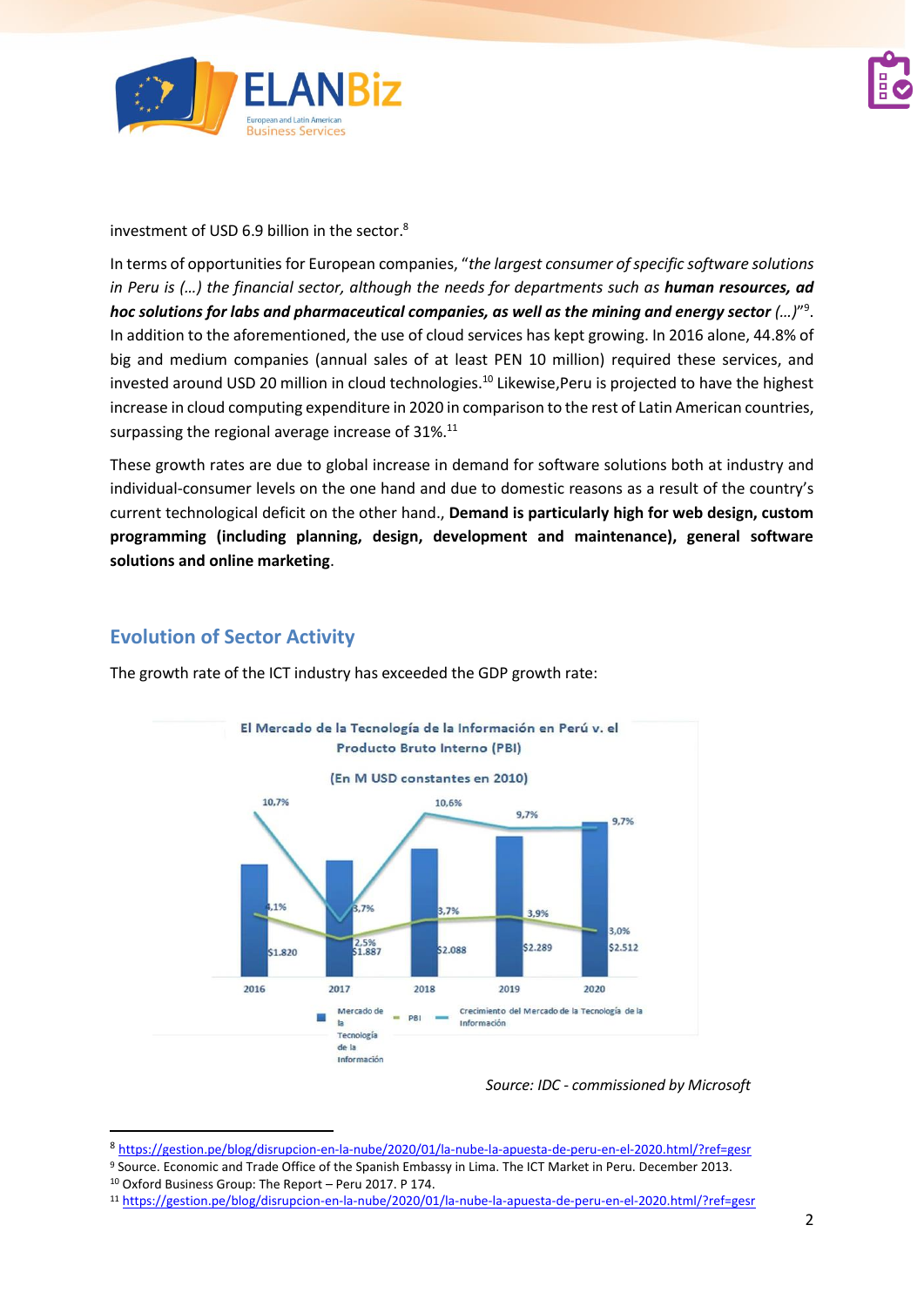investment of USD 6.9 billion in the sector.[8]

In terms of opportunities for European companies, "*the largest consumer of specific software solutions in Peru is (…) the financial sector, although the needs for departments such as* ***human resources, ad hoc solutions for labs and pharmaceutical companies, as well as the mining and energy sector*** *(…)*"[9]. In addition to the aforementioned, the use of cloud services has kept growing. In 2016 alone, 44.8% of big and medium companies (annual sales of at least PEN 10 million) required these services, and invested around USD 20 million in cloud technologies.[10] Likewise,Peru is projected to have the highest increase in cloud computing expenditure in 2020 in comparison to the rest of Latin American countries, surpassing the regional average increase of 31%.[11]

These growth rates are due to global increase in demand for software solutions both at industry and individual-consumer levels on the one hand and due to domestic reasons as a result of the country's current technological deficit on the other hand., **Demand is particularly high for web design, custom programming (including planning, design, development and maintenance), general software solutions and online marketing**.

## Evolution of Sector Activity

The growth rate of the ICT industry has exceeded the GDP growth rate:

**El Mercado de la Tecnología de la Información en Perú v. el Producto Bruto Interno (PBI)**

**(En M USD constantes en 2010)**

| | 2016 | 2017 | 2018 | 2019 | 2020 |
|---|---|---|---|---|---|
| Mercado de la Tecnología de la Información | $1.820 | $1.887 | $2.088 | $2.289 | $2.512 |
| PBI | 4,1% | 2,5% | 3,7% | 3,9% | 3,0% |
| Crecimiento del Mercado de la Tecnología de la Información | 10,7% | 3,7% | 10,6% | 9,7% | 9,7% |

*Source: IDC - commissioned by Microsoft*

---

[8] https://gestion.pe/blog/disrupcion-en-la-nube/2020/01/la-nube-la-apuesta-de-peru-en-el-2020.html/?ref=gesr

[9] Source. Economic and Trade Office of the Spanish Embassy in Lima. The ICT Market in Peru. December 2013.

[10] Oxford Business Group: The Report – Peru 2017. P 174.

[11] https://gestion.pe/blog/disrupcion-en-la-nube/2020/01/la-nube-la-apuesta-de-peru-en-el-2020.html/?ref=gesr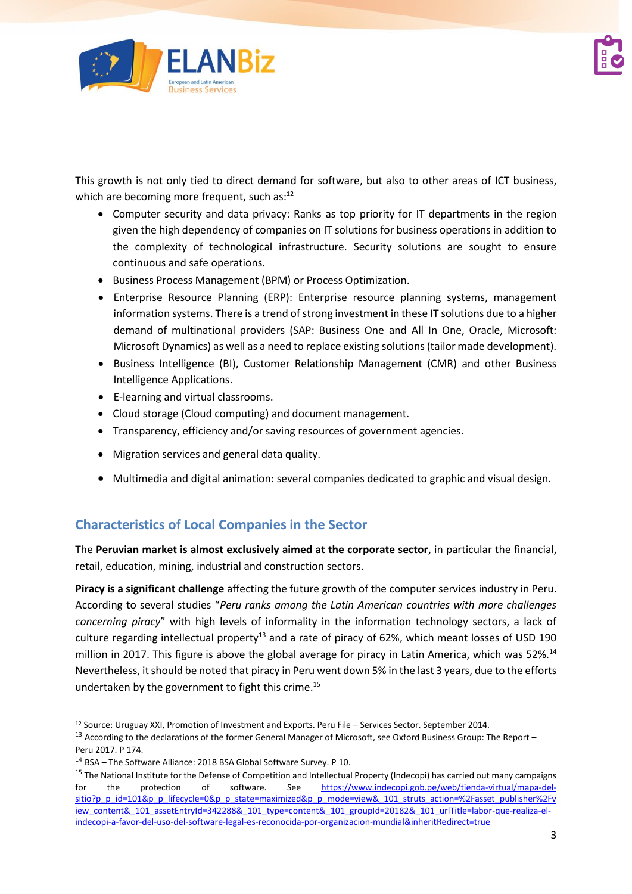This growth is not only tied to direct demand for software, but also to other areas of ICT business, which are becoming more frequent, such as:[12]

- Computer security and data privacy: Ranks as top priority for IT departments in the region given the high dependency of companies on IT solutions for business operations in addition to the complexity of technological infrastructure. Security solutions are sought to ensure continuous and safe operations.
- Business Process Management (BPM) or Process Optimization.
- Enterprise Resource Planning (ERP): Enterprise resource planning systems, management information systems. There is a trend of strong investment in these IT solutions due to a higher demand of multinational providers (SAP: Business One and All In One, Oracle, Microsoft: Microsoft Dynamics) as well as a need to replace existing solutions (tailor made development).
- Business Intelligence (BI), Customer Relationship Management (CMR) and other Business Intelligence Applications.
- E-learning and virtual classrooms.
- Cloud storage (Cloud computing) and document management.
- Transparency, efficiency and/or saving resources of government agencies.
- Migration services and general data quality.
- Multimedia and digital animation: several companies dedicated to graphic and visual design.

## Characteristics of Local Companies in the Sector

The **Peruvian market is almost exclusively aimed at the corporate sector**, in particular the financial, retail, education, mining, industrial and construction sectors.

**Piracy is a significant challenge** affecting the future growth of the computer services industry in Peru. According to several studies "*Peru ranks among the Latin American countries with more challenges concerning piracy*" with high levels of informality in the information technology sectors, a lack of culture regarding intellectual property[13] and a rate of piracy of 62%, which meant losses of USD 190 million in 2017. This figure is above the global average for piracy in Latin America, which was 52%.[14] Nevertheless, it should be noted that piracy in Peru went down 5% in the last 3 years, due to the efforts undertaken by the government to fight this crime.[15]

---

[12] Source: Uruguay XXI, Promotion of Investment and Exports. Peru File – Services Sector. September 2014.

[13] According to the declarations of the former General Manager of Microsoft, see Oxford Business Group: The Report – Peru 2017. P 174.

[14] BSA – The Software Alliance: 2018 BSA Global Software Survey. P 10.

[15] The National Institute for the Defense of Competition and Intellectual Property (Indecopi) has carried out many campaigns for the protection of software. See https://www.indecopi.gob.pe/web/tienda-virtual/mapa-del-sitio?p_p_id=101&p_p_lifecycle=0&p_p_state=maximized&p_p_mode=view&_101_struts_action=%2Fasset_publisher%2Fview_content&_101_assetEntryId=342288&_101_type=content&_101_groupId=20182&_101_urlTitle=labor-que-realiza-el-indecopi-a-favor-del-uso-del-software-legal-es-reconocida-por-organizacion-mundial&inheritRedirect=true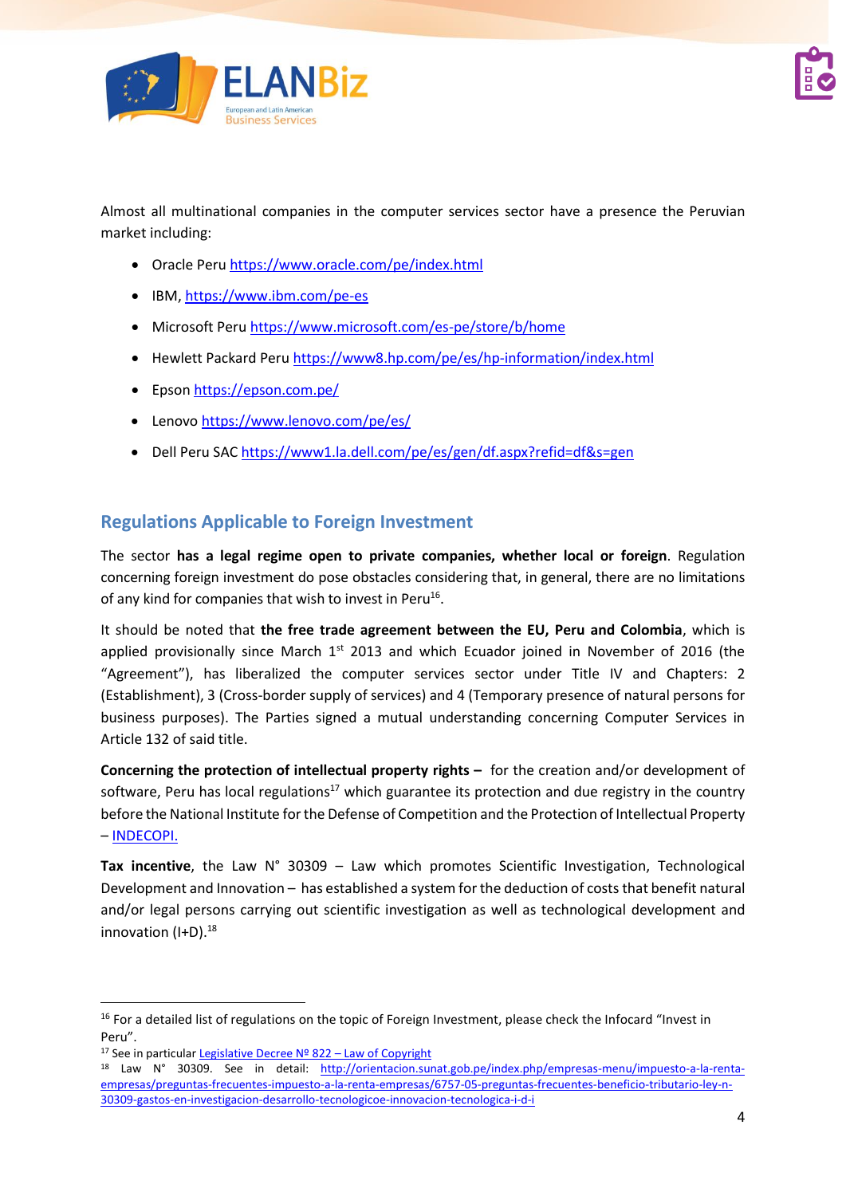Almost all multinational companies in the computer services sector have a presence the Peruvian market including:

- Oracle Peru https://www.oracle.com/pe/index.html
- IBM, https://www.ibm.com/pe-es
- Microsoft Peru https://www.microsoft.com/es-pe/store/b/home
- Hewlett Packard Peru https://www8.hp.com/pe/es/hp-information/index.html
- Epson https://epson.com.pe/
- Lenovo https://www.lenovo.com/pe/es/
- Dell Peru SAC https://www1.la.dell.com/pe/es/gen/df.aspx?refid=df&s=gen

## Regulations Applicable to Foreign Investment

The sector **has a legal regime open to private companies, whether local or foreign**. Regulation concerning foreign investment do pose obstacles considering that, in general, there are no limitations of any kind for companies that wish to invest in Peru[16].

It should be noted that **the free trade agreement between the EU, Peru and Colombia**, which is applied provisionally since March 1st 2013 and which Ecuador joined in November of 2016 (the "Agreement"), has liberalized the computer services sector under Title IV and Chapters: 2 (Establishment), 3 (Cross-border supply of services) and 4 (Temporary presence of natural persons for business purposes). The Parties signed a mutual understanding concerning Computer Services in Article 132 of said title.

**Concerning the protection of intellectual property rights –** for the creation and/or development of software, Peru has local regulations[17] which guarantee its protection and due registry in the country before the National Institute for the Defense of Competition and the Protection of Intellectual Property – INDECOPI.

**Tax incentive**, the Law N° 30309 – Law which promotes Scientific Investigation, Technological Development and Innovation – has established a system for the deduction of costs that benefit natural and/or legal persons carrying out scientific investigation as well as technological development and innovation (I+D).[18]

---

[16] For a detailed list of regulations on the topic of Foreign Investment, please check the Infocard "Invest in Peru".

[17] See in particular Legislative Decree Nº 822 – Law of Copyright

[18] Law N° 30309. See in detail: http://orientacion.sunat.gob.pe/index.php/empresas-menu/impuesto-a-la-renta-empresas/preguntas-frecuentes-impuesto-a-la-renta-empresas/6757-05-preguntas-frecuentes-beneficio-tributario-ley-n-30309-gastos-en-investigacion-desarrollo-tecnologicoe-innovacion-tecnologica-i-d-i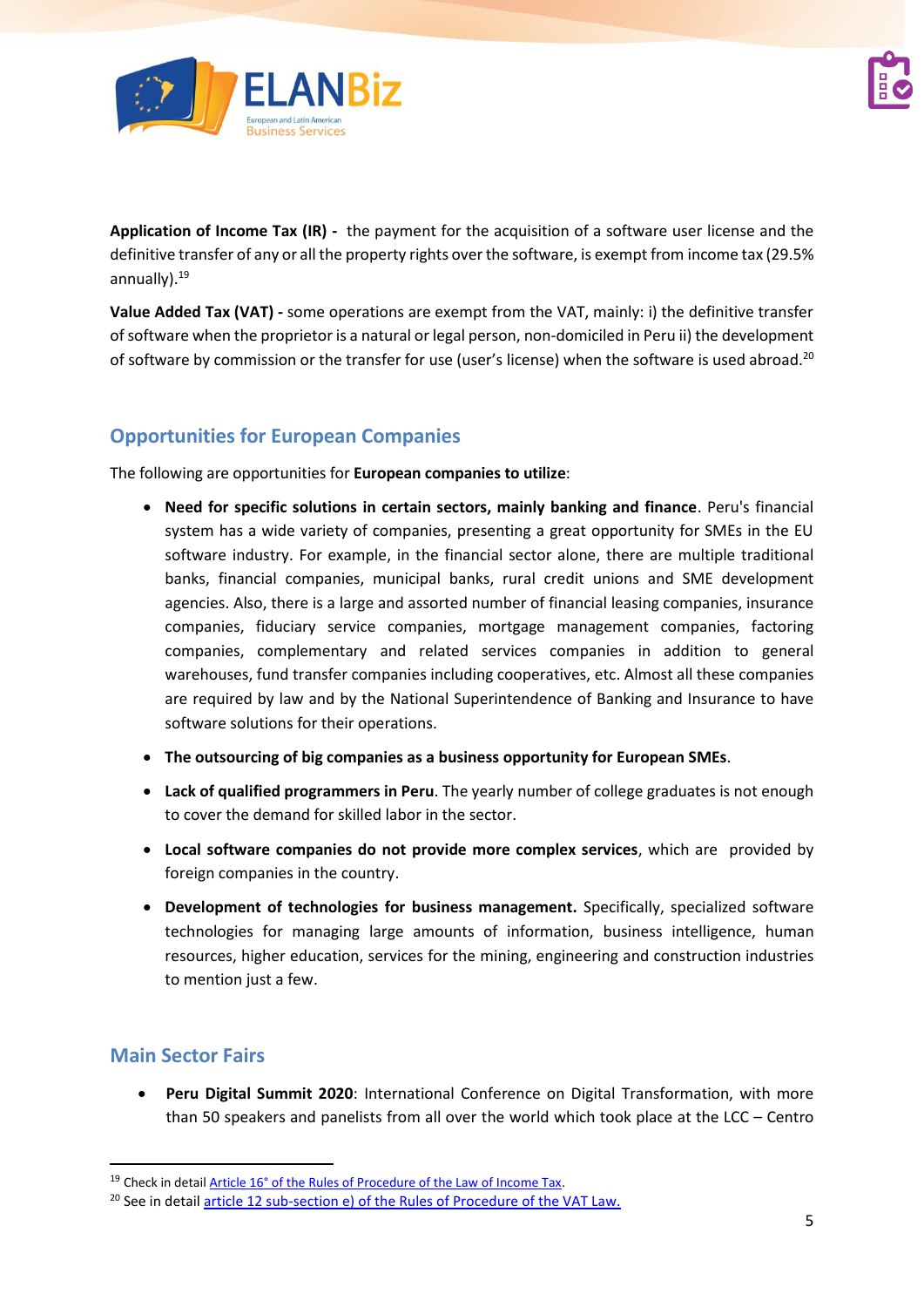**Application of Income Tax (IR) -** the payment for the acquisition of a software user license and the definitive transfer of any or all the property rights over the software, is exempt from income tax (29.5% annually).[19]

**Value Added Tax (VAT) -** some operations are exempt from the VAT, mainly: i) the definitive transfer of software when the proprietor is a natural or legal person, non-domiciled in Peru ii) the development of software by commission or the transfer for use (user's license) when the software is used abroad.[20]

## Opportunities for European Companies

The following are opportunities for **European companies to utilize**:

- **Need for specific solutions in certain sectors, mainly banking and finance**. Peru's financial system has a wide variety of companies, presenting a great opportunity for SMEs in the EU software industry. For example, in the financial sector alone, there are multiple traditional banks, financial companies, municipal banks, rural credit unions and SME development agencies. Also, there is a large and assorted number of financial leasing companies, insurance companies, fiduciary service companies, mortgage management companies, factoring companies, complementary and related services companies in addition to general warehouses, fund transfer companies including cooperatives, etc. Almost all these companies are required by law and by the National Superintendence of Banking and Insurance to have software solutions for their operations.
- **The outsourcing of big companies as a business opportunity for European SMEs**.
- **Lack of qualified programmers in Peru**. The yearly number of college graduates is not enough to cover the demand for skilled labor in the sector.
- **Local software companies do not provide more complex services**, which are provided by foreign companies in the country.
- **Development of technologies for business management.** Specifically, specialized software technologies for managing large amounts of information, business intelligence, human resources, higher education, services for the mining, engineering and construction industries to mention just a few.

## Main Sector Fairs

- **Peru Digital Summit 2020**: International Conference on Digital Transformation, with more than 50 speakers and panelists from all over the world which took place at the LCC – Centro

---

[19] Check in detail Article 16° of the Rules of Procedure of the Law of Income Tax.

[20] See in detail article 12 sub-section e) of the Rules of Procedure of the VAT Law.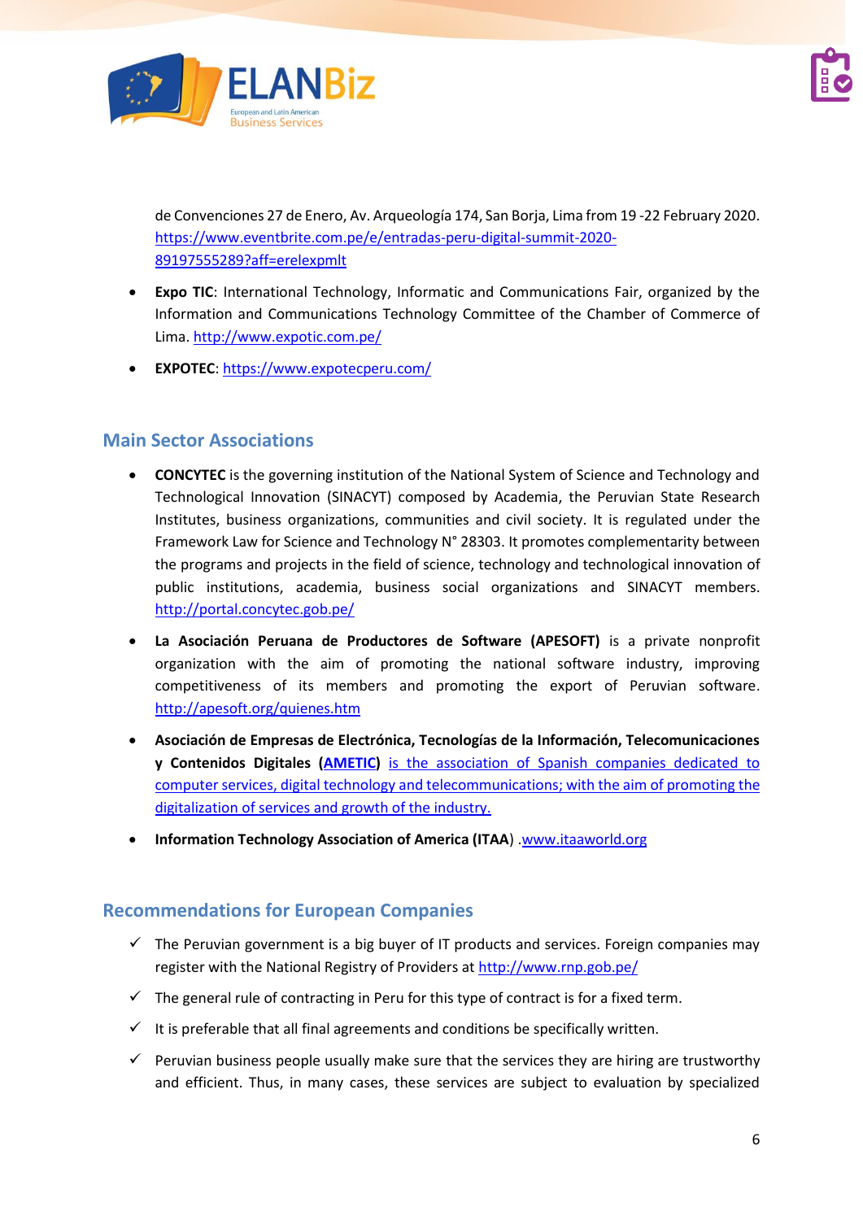de Convenciones 27 de Enero, Av. Arqueología 174, San Borja, Lima from 19 -22 February 2020. https://www.eventbrite.com.pe/e/entradas-peru-digital-summit-2020-89197555289?aff=erelexpmlt

- **Expo TIC**: International Technology, Informatic and Communications Fair, organized by the Information and Communications Technology Committee of the Chamber of Commerce of Lima. http://www.expotic.com.pe/
- **EXPOTEC**: https://www.expotecperu.com/

## Main Sector Associations

- **CONCYTEC** is the governing institution of the National System of Science and Technology and Technological Innovation (SINACYT) composed by Academia, the Peruvian State Research Institutes, business organizations, communities and civil society. It is regulated under the Framework Law for Science and Technology N° 28303. It promotes complementarity between the programs and projects in the field of science, technology and technological innovation of public institutions, academia, business social organizations and SINACYT members. http://portal.concytec.gob.pe/
- **La Asociación Peruana de Productores de Software (APESOFT)** is a private nonprofit organization with the aim of promoting the national software industry, improving competitiveness of its members and promoting the export of Peruvian software. http://apesoft.org/quienes.htm
- **Asociación de Empresas de Electrónica, Tecnologías de la Información, Telecomunicaciones y Contenidos Digitales (AMETIC)** is the association of Spanish companies dedicated to computer services, digital technology and telecommunications; with the aim of promoting the digitalization of services and growth of the industry.
- **Information Technology Association of America (ITAA)** .www.itaaworld.org

## Recommendations for European Companies

- ✓ The Peruvian government is a big buyer of IT products and services. Foreign companies may register with the National Registry of Providers at http://www.rnp.gob.pe/
- ✓ The general rule of contracting in Peru for this type of contract is for a fixed term.
- ✓ It is preferable that all final agreements and conditions be specifically written.
- ✓ Peruvian business people usually make sure that the services they are hiring are trustworthy and efficient. Thus, in many cases, these services are subject to evaluation by specialized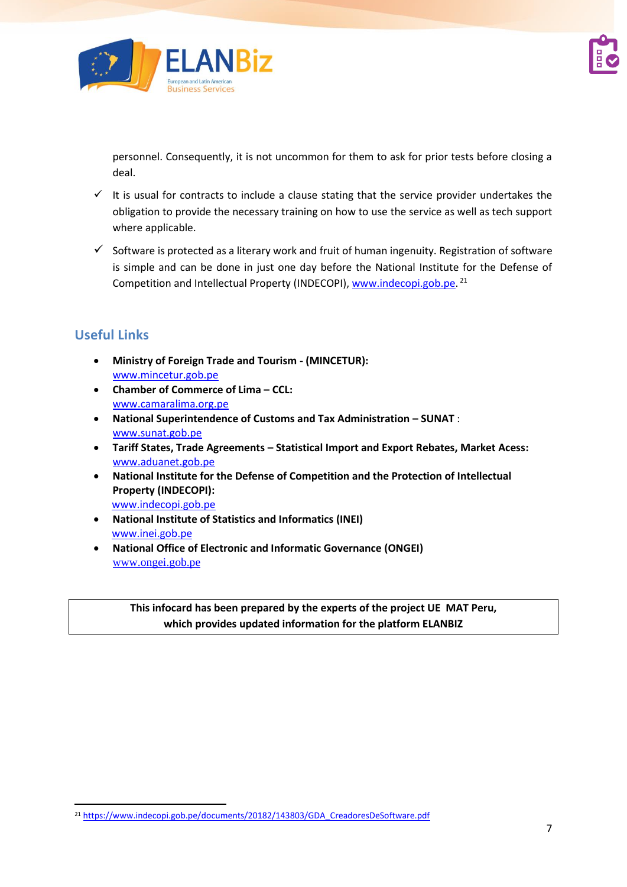personnel. Consequently, it is not uncommon for them to ask for prior tests before closing a deal.

- ✓ It is usual for contracts to include a clause stating that the service provider undertakes the obligation to provide the necessary training on how to use the service as well as tech support where applicable.
- ✓ Software is protected as a literary work and fruit of human ingenuity. Registration of software is simple and can be done in just one day before the National Institute for the Defense of Competition and Intellectual Property (INDECOPI), www.indecopi.gob.pe. [21]

## Useful Links

- **Ministry of Foreign Trade and Tourism - (MINCETUR):** www.mincetur.gob.pe
- **Chamber of Commerce of Lima – CCL:** www.camaralima.org.pe
- **National Superintendence of Customs and Tax Administration – SUNAT** : www.sunat.gob.pe
- **Tariff States, Trade Agreements – Statistical Import and Export Rebates, Market Acess:** www.aduanet.gob.pe
- **National Institute for the Defense of Competition and the Protection of Intellectual Property (INDECOPI):** www.indecopi.gob.pe
- **National Institute of Statistics and Informatics (INEI)** www.inei.gob.pe
- **National Office of Electronic and Informatic Governance (ONGEI)** www.ongei.gob.pe

**This infocard has been prepared by the experts of the project UE MAT Peru, which provides updated information for the platform ELANBIZ**

[21] https://www.indecopi.gob.pe/documents/20182/143803/GDA_CreadoresDeSoftware.pdf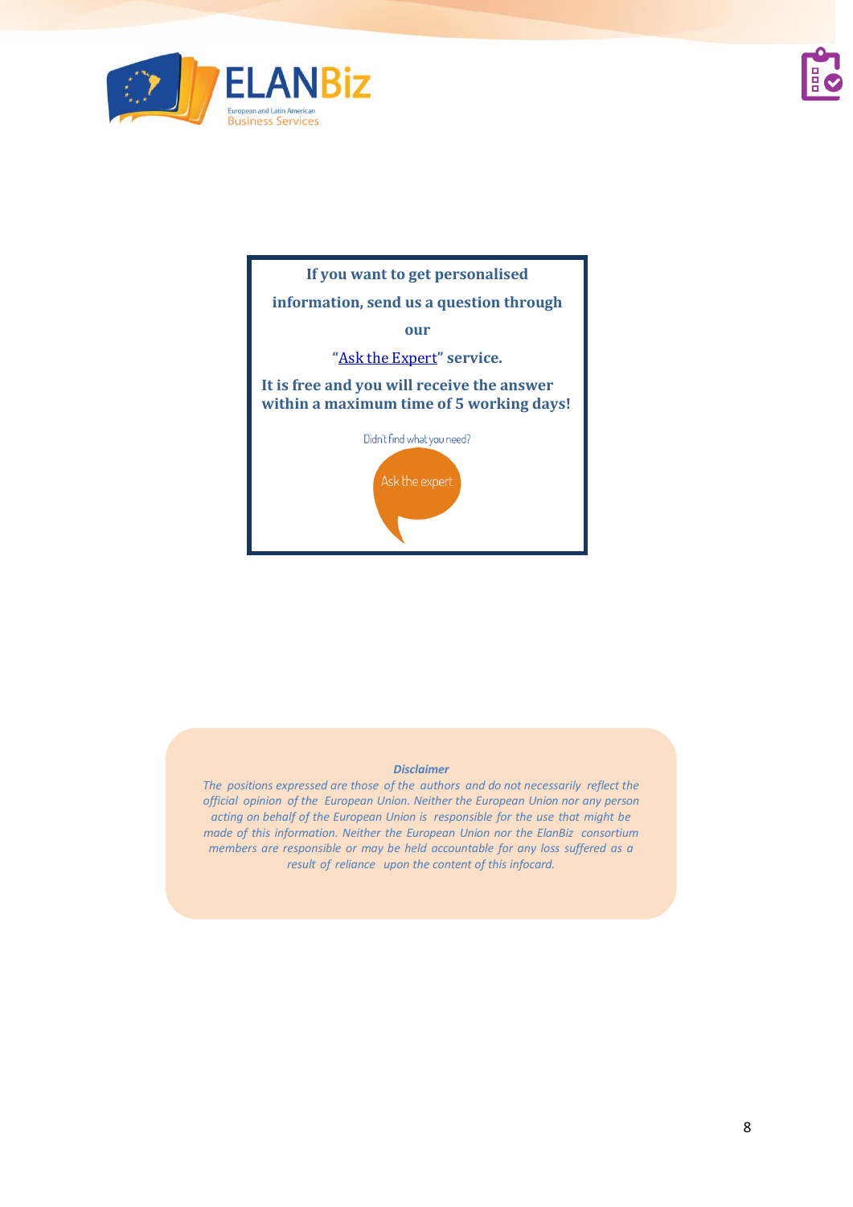**If you want to get personalised information, send us a question through our "Ask the Expert" service.**

**It is free and you will receive the answer within a maximum time of 5 working days!**

Didn't find what you need?

Ask the expert

***Disclaimer***

*The positions expressed are those of the authors and do not necessarily reflect the official opinion of the European Union. Neither the European Union nor any person acting on behalf of the European Union is responsible for the use that might be made of this information. Neither the European Union nor the ElanBiz consortium members are responsible or may be held accountable for any loss suffered as a result of reliance upon the content of this infocard.*